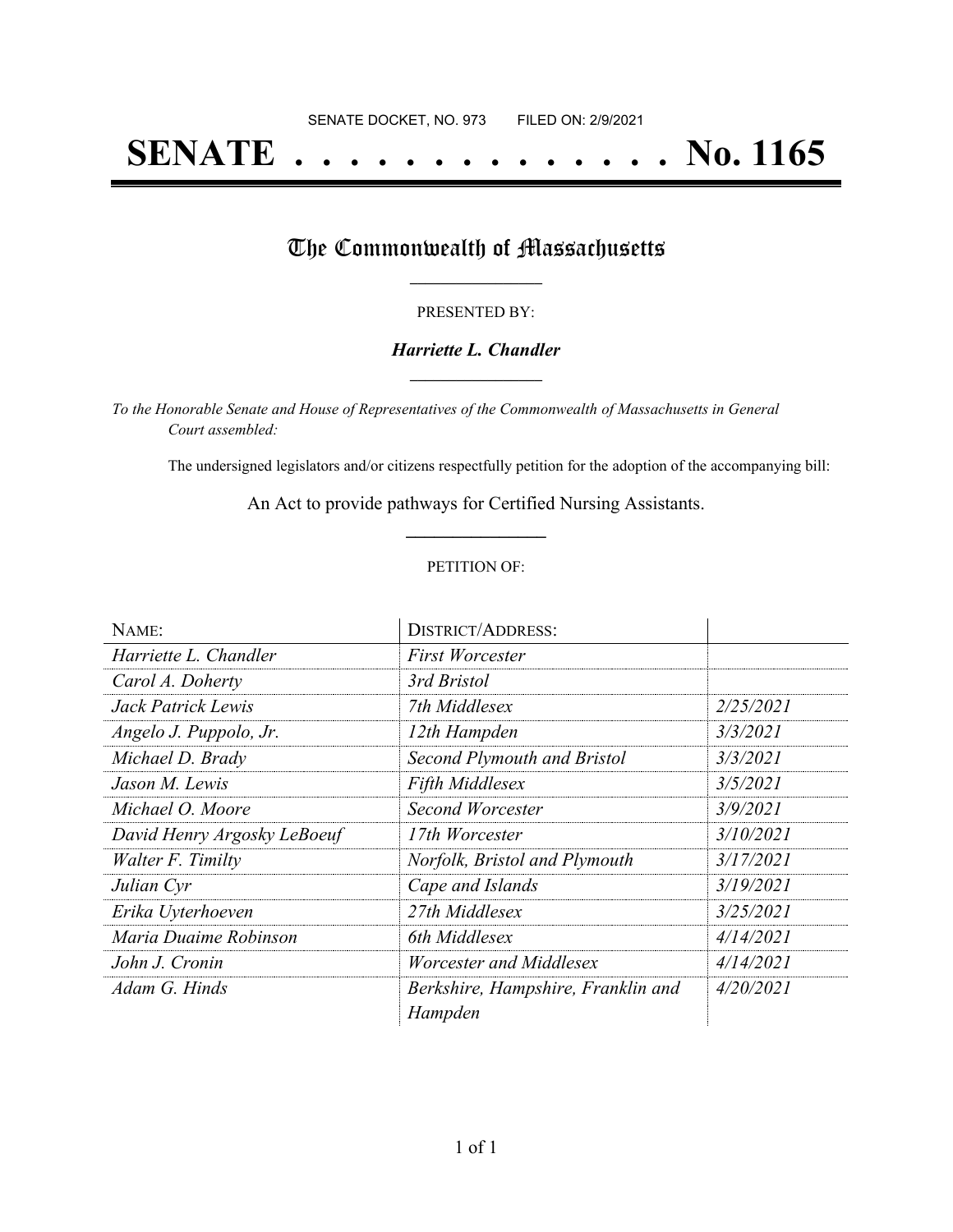SENATE DOCKET, NO. 973 FILED ON: 2/9/2021

# SENATE . . . . . . . . . . . . . . No. 1165

## The Commonwealth of Massachusetts

PRESENTED BY:

***Harriette L. Chandler***

*To the Honorable Senate and House of Representatives of the Commonwealth of Massachusetts in General Court assembled:*

The undersigned legislators and/or citizens respectfully petition for the adoption of the accompanying bill:

An Act to provide pathways for Certified Nursing Assistants.

PETITION OF:

| NAME: | DISTRICT/ADDRESS: | |
|---|---|---|
| *Harriette L. Chandler* | *First Worcester* | |
| *Carol A. Doherty* | *3rd Bristol* | |
| *Jack Patrick Lewis* | *7th Middlesex* | *2/25/2021* |
| *Angelo J. Puppolo, Jr.* | *12th Hampden* | *3/3/2021* |
| *Michael D. Brady* | *Second Plymouth and Bristol* | *3/3/2021* |
| *Jason M. Lewis* | *Fifth Middlesex* | *3/5/2021* |
| *Michael O. Moore* | *Second Worcester* | *3/9/2021* |
| *David Henry Argosky LeBoeuf* | *17th Worcester* | *3/10/2021* |
| *Walter F. Timilty* | *Norfolk, Bristol and Plymouth* | *3/17/2021* |
| *Julian Cyr* | *Cape and Islands* | *3/19/2021* |
| *Erika Uyterhoeven* | *27th Middlesex* | *3/25/2021* |
| *Maria Duaime Robinson* | *6th Middlesex* | *4/14/2021* |
| *John J. Cronin* | *Worcester and Middlesex* | *4/14/2021* |
| *Adam G. Hinds* | *Berkshire, Hampshire, Franklin and Hampden* | *4/20/2021* |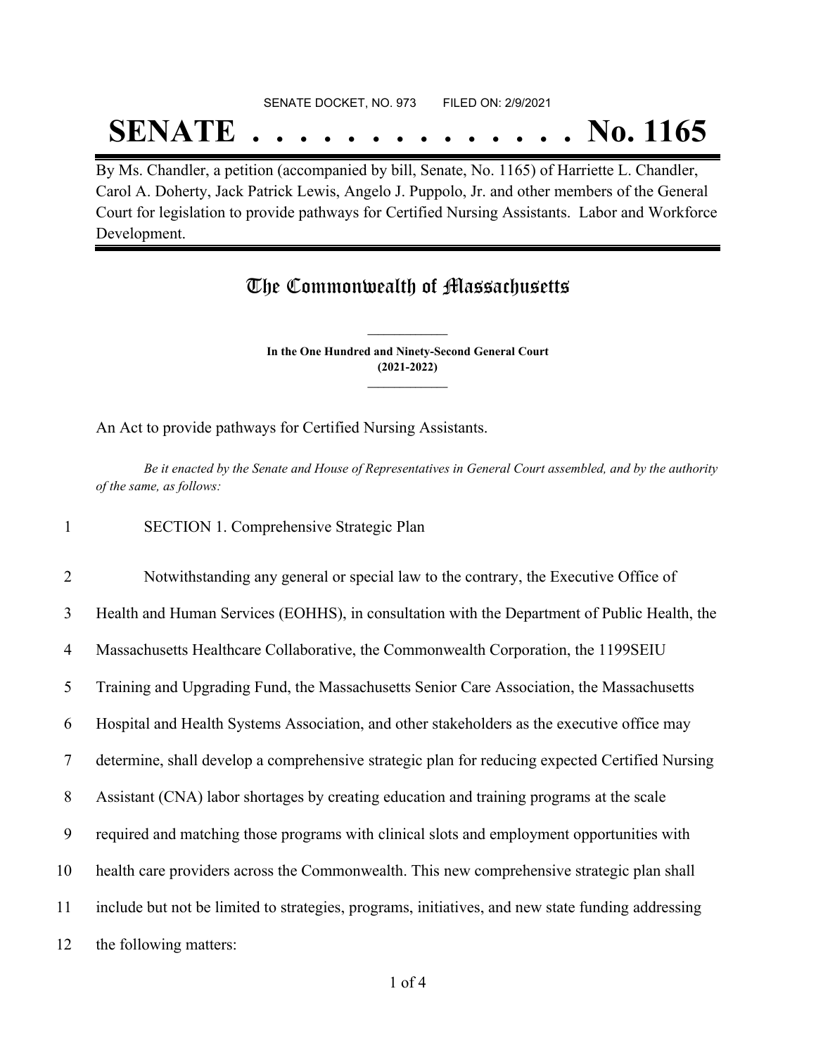SENATE DOCKET, NO. 973 FILED ON: 2/9/2021

# SENATE . . . . . . . . . . . . . . No. 1165

By Ms. Chandler, a petition (accompanied by bill, Senate, No. 1165) of Harriette L. Chandler, Carol A. Doherty, Jack Patrick Lewis, Angelo J. Puppolo, Jr. and other members of the General Court for legislation to provide pathways for Certified Nursing Assistants. Labor and Workforce Development.

## The Commonwealth of Massachusetts

**In the One Hundred and Ninety-Second General Court (2021-2022)**

An Act to provide pathways for Certified Nursing Assistants.

*Be it enacted by the Senate and House of Representatives in General Court assembled, and by the authority of the same, as follows:*

1 SECTION 1. Comprehensive Strategic Plan

2 Notwithstanding any general or special law to the contrary, the Executive Office of
3 Health and Human Services (EOHHS), in consultation with the Department of Public Health, the
4 Massachusetts Healthcare Collaborative, the Commonwealth Corporation, the 1199SEIU
5 Training and Upgrading Fund, the Massachusetts Senior Care Association, the Massachusetts
6 Hospital and Health Systems Association, and other stakeholders as the executive office may
7 determine, shall develop a comprehensive strategic plan for reducing expected Certified Nursing
8 Assistant (CNA) labor shortages by creating education and training programs at the scale
9 required and matching those programs with clinical slots and employment opportunities with
10 health care providers across the Commonwealth. This new comprehensive strategic plan shall
11 include but not be limited to strategies, programs, initiatives, and new state funding addressing
12 the following matters: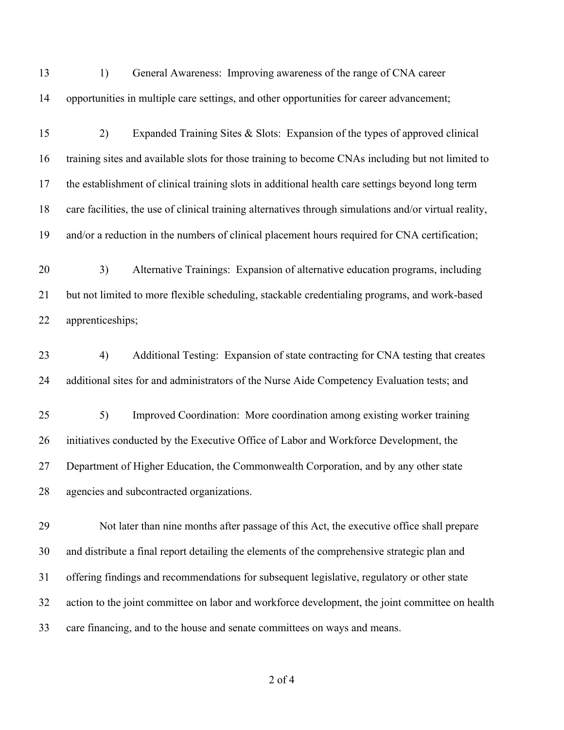1) General Awareness: Improving awareness of the range of CNA career opportunities in multiple care settings, and other opportunities for career advancement;

2) Expanded Training Sites & Slots: Expansion of the types of approved clinical training sites and available slots for those training to become CNAs including but not limited to the establishment of clinical training slots in additional health care settings beyond long term care facilities, the use of clinical training alternatives through simulations and/or virtual reality, and/or a reduction in the numbers of clinical placement hours required for CNA certification;

3) Alternative Trainings: Expansion of alternative education programs, including but not limited to more flexible scheduling, stackable credentialing programs, and work-based apprenticeships;

4) Additional Testing: Expansion of state contracting for CNA testing that creates additional sites for and administrators of the Nurse Aide Competency Evaluation tests; and

5) Improved Coordination: More coordination among existing worker training initiatives conducted by the Executive Office of Labor and Workforce Development, the Department of Higher Education, the Commonwealth Corporation, and by any other state agencies and subcontracted organizations.

Not later than nine months after passage of this Act, the executive office shall prepare and distribute a final report detailing the elements of the comprehensive strategic plan and offering findings and recommendations for subsequent legislative, regulatory or other state action to the joint committee on labor and workforce development, the joint committee on health care financing, and to the house and senate committees on ways and means.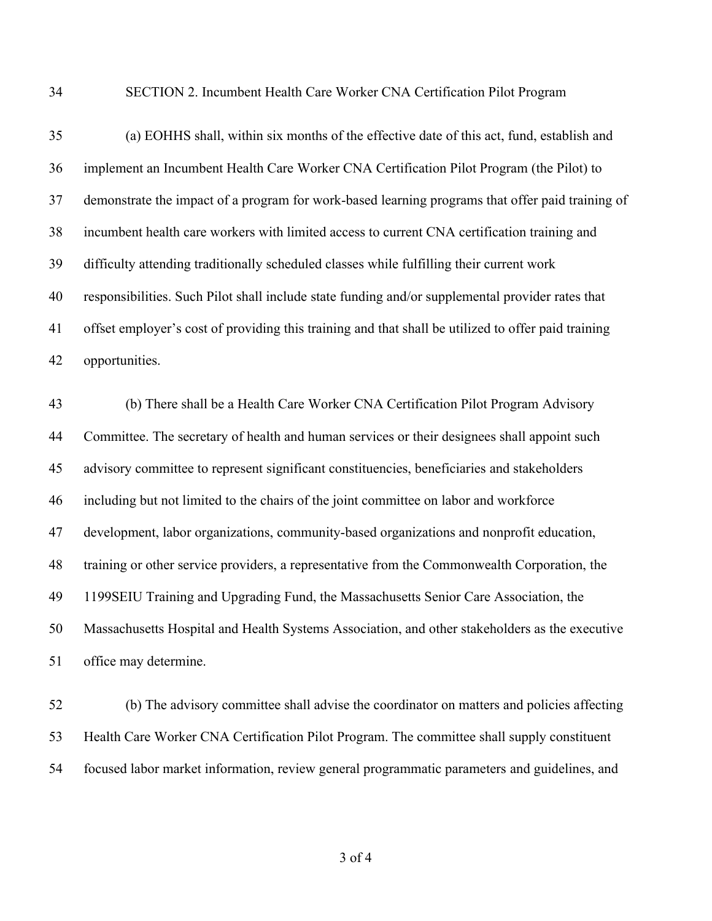SECTION 2. Incumbent Health Care Worker CNA Certification Pilot Program

(a) EOHHS shall, within six months of the effective date of this act, fund, establish and implement an Incumbent Health Care Worker CNA Certification Pilot Program (the Pilot) to demonstrate the impact of a program for work-based learning programs that offer paid training of incumbent health care workers with limited access to current CNA certification training and difficulty attending traditionally scheduled classes while fulfilling their current work responsibilities. Such Pilot shall include state funding and/or supplemental provider rates that offset employer's cost of providing this training and that shall be utilized to offer paid training opportunities.

(b) There shall be a Health Care Worker CNA Certification Pilot Program Advisory Committee. The secretary of health and human services or their designees shall appoint such advisory committee to represent significant constituencies, beneficiaries and stakeholders including but not limited to the chairs of the joint committee on labor and workforce development, labor organizations, community-based organizations and nonprofit education, training or other service providers, a representative from the Commonwealth Corporation, the 1199SEIU Training and Upgrading Fund, the Massachusetts Senior Care Association, the Massachusetts Hospital and Health Systems Association, and other stakeholders as the executive office may determine.

(b) The advisory committee shall advise the coordinator on matters and policies affecting Health Care Worker CNA Certification Pilot Program. The committee shall supply constituent focused labor market information, review general programmatic parameters and guidelines, and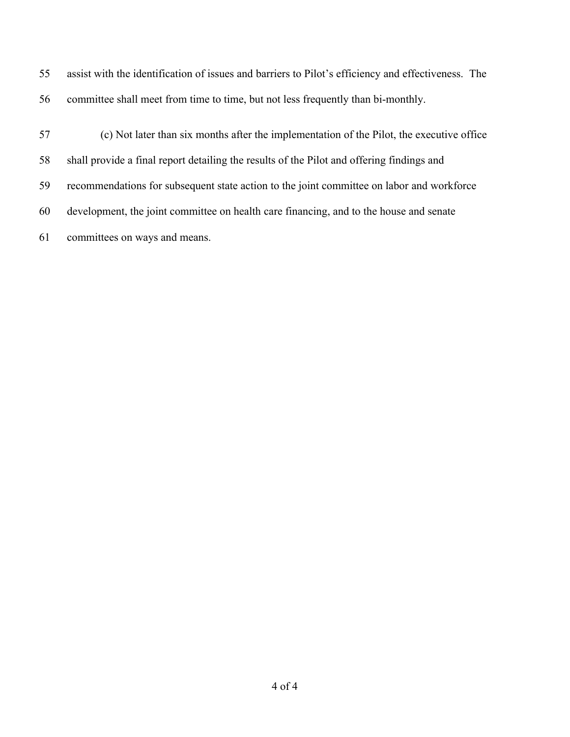assist with the identification of issues and barriers to Pilot's efficiency and effectiveness. The committee shall meet from time to time, but not less frequently than bi-monthly.

(c) Not later than six months after the implementation of the Pilot, the executive office shall provide a final report detailing the results of the Pilot and offering findings and recommendations for subsequent state action to the joint committee on labor and workforce development, the joint committee on health care financing, and to the house and senate committees on ways and means.